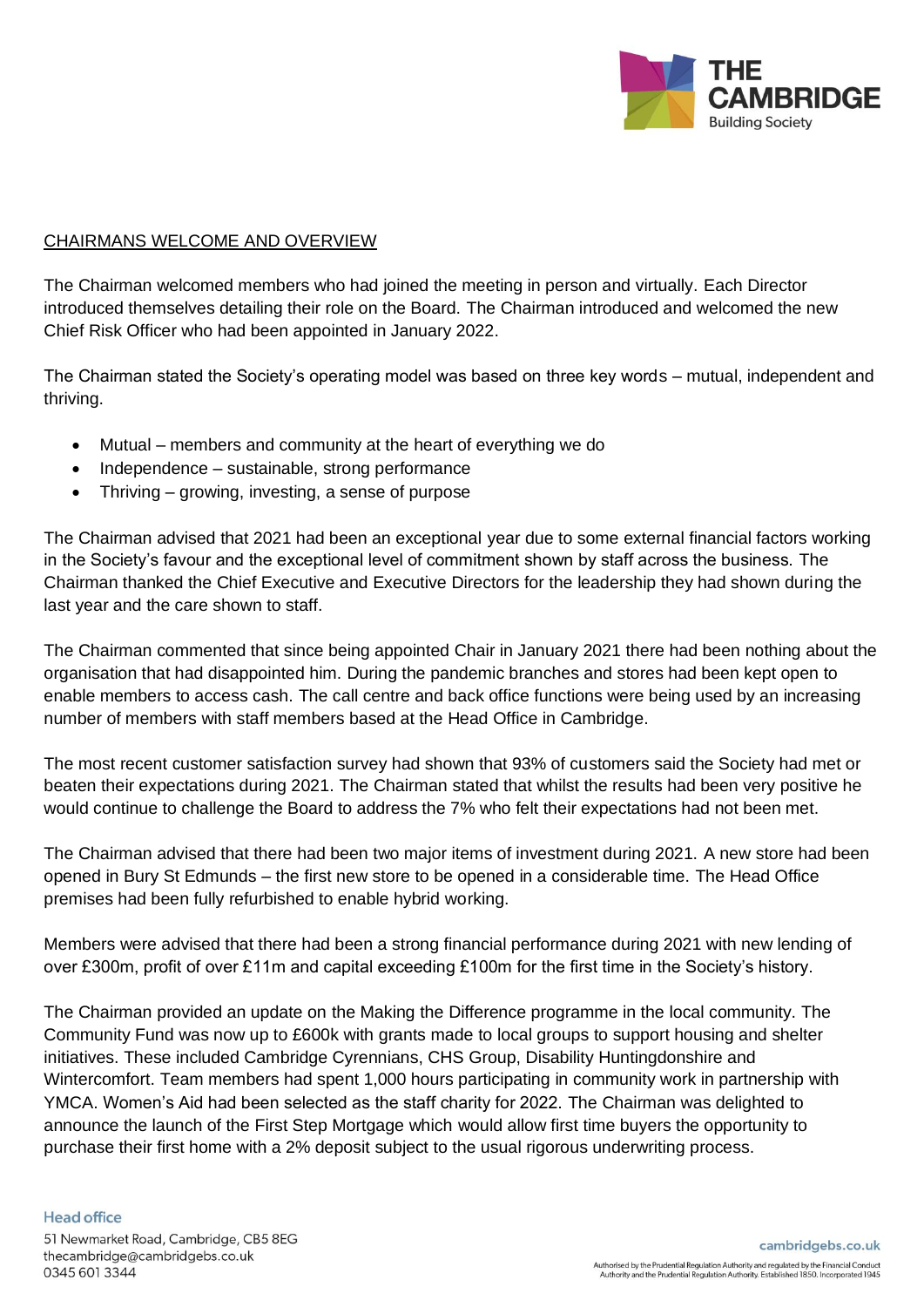## CHAIRMANS WELCOME AND OVERVIEW

The Chairman welcomed members who had joined the meeting in person and virtually. Each Director introduced themselves detailing their role on the Board. The Chairman introduced and welcomed the new Chief Risk Officer who had been appointed in January 2022.

The Chairman stated the Society's operating model was based on three key words – mutual, independent and thriving.

- Mutual – members and community at the heart of everything we do
- Independence – sustainable, strong performance
- Thriving – growing, investing, a sense of purpose

The Chairman advised that 2021 had been an exceptional year due to some external financial factors working in the Society's favour and the exceptional level of commitment shown by staff across the business. The Chairman thanked the Chief Executive and Executive Directors for the leadership they had shown during the last year and the care shown to staff.

The Chairman commented that since being appointed Chair in January 2021 there had been nothing about the organisation that had disappointed him. During the pandemic branches and stores had been kept open to enable members to access cash. The call centre and back office functions were being used by an increasing number of members with staff members based at the Head Office in Cambridge.

The most recent customer satisfaction survey had shown that 93% of customers said the Society had met or beaten their expectations during 2021. The Chairman stated that whilst the results had been very positive he would continue to challenge the Board to address the 7% who felt their expectations had not been met.

The Chairman advised that there had been two major items of investment during 2021. A new store had been opened in Bury St Edmunds – the first new store to be opened in a considerable time. The Head Office premises had been fully refurbished to enable hybrid working.

Members were advised that there had been a strong financial performance during 2021 with new lending of over £300m, profit of over £11m and capital exceeding £100m for the first time in the Society's history.

The Chairman provided an update on the Making the Difference programme in the local community. The Community Fund was now up to £600k with grants made to local groups to support housing and shelter initiatives. These included Cambridge Cyrennians, CHS Group, Disability Huntingdonshire and Wintercomfort. Team members had spent 1,000 hours participating in community work in partnership with YMCA. Women's Aid had been selected as the staff charity for 2022. The Chairman was delighted to announce the launch of the First Step Mortgage which would allow first time buyers the opportunity to purchase their first home with a 2% deposit subject to the usual rigorous underwriting process.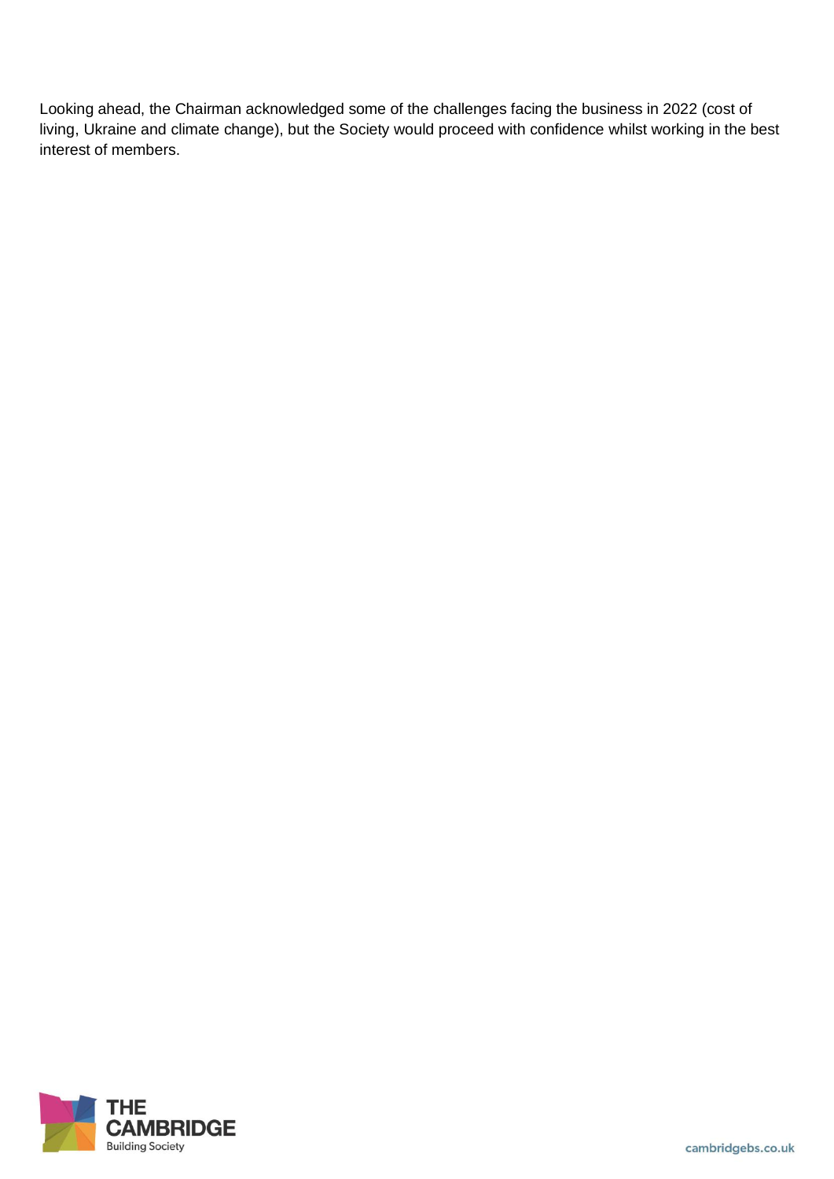Looking ahead, the Chairman acknowledged some of the challenges facing the business in 2022 (cost of living, Ukraine and climate change), but the Society would proceed with confidence whilst working in the best interest of members.